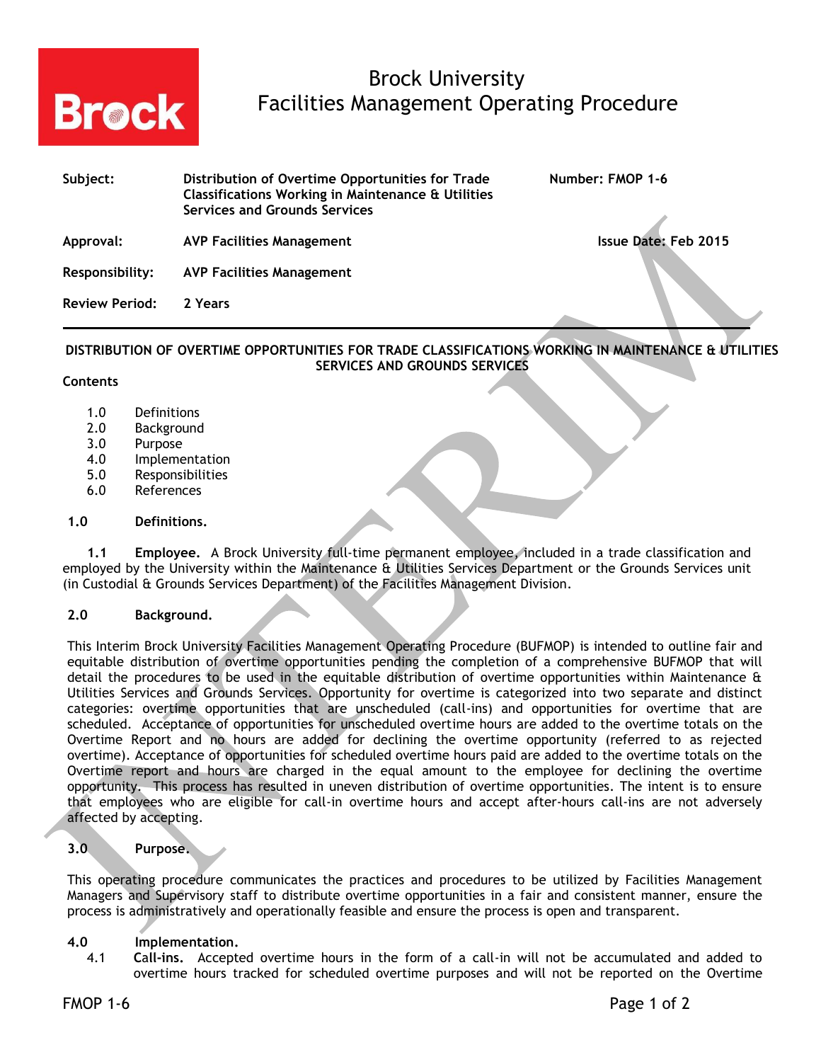# Brock University
# Facilities Management Operating Procedure

| | | |
|---|---|---|
| **Subject:** | **Distribution of Overtime Opportunities for Trade Classifications Working in Maintenance & Utilities Services and Grounds Services** | **Number: FMOP 1-6** |
| **Approval:** | **AVP Facilities Management** | **Issue Date: Feb 2015** |
| **Responsibility:** | **AVP Facilities Management** | |
| **Review Period:** | **2 Years** | |

---

## DISTRIBUTION OF OVERTIME OPPORTUNITIES FOR TRADE CLASSIFICATIONS WORKING IN MAINTENANCE & UTILITIES SERVICES AND GROUNDS SERVICES

**Contents**

1.0 Definitions
2.0 Background
3.0 Purpose
4.0 Implementation
5.0 Responsibilities
6.0 References

### 1.0 Definitions.

**1.1 Employee.** A Brock University full-time permanent employee, included in a trade classification and employed by the University within the Maintenance & Utilities Services Department or the Grounds Services unit (in Custodial & Grounds Services Department) of the Facilities Management Division.

### 2.0 Background.

This Interim Brock University Facilities Management Operating Procedure (BUFMOP) is intended to outline fair and equitable distribution of overtime opportunities pending the completion of a comprehensive BUFMOP that will detail the procedures to be used in the equitable distribution of overtime opportunities within Maintenance & Utilities Services and Grounds Services. Opportunity for overtime is categorized into two separate and distinct categories: overtime opportunities that are unscheduled (call-ins) and opportunities for overtime that are scheduled. Acceptance of opportunities for unscheduled overtime hours are added to the overtime totals on the Overtime Report and no hours are added for declining the overtime opportunity (referred to as rejected overtime). Acceptance of opportunities for scheduled overtime hours paid are added to the overtime totals on the Overtime report and hours are charged in the equal amount to the employee for declining the overtime opportunity. This process has resulted in uneven distribution of overtime opportunities. The intent is to ensure that employees who are eligible for call-in overtime hours and accept after-hours call-ins are not adversely affected by accepting.

### 3.0 Purpose.

This operating procedure communicates the practices and procedures to be utilized by Facilities Management Managers and Supervisory staff to distribute overtime opportunities in a fair and consistent manner, ensure the process is administratively and operationally feasible and ensure the process is open and transparent.

### 4.0 Implementation.

4.1 **Call-ins.** Accepted overtime hours in the form of a call-in will not be accumulated and added to overtime hours tracked for scheduled overtime purposes and will not be reported on the Overtime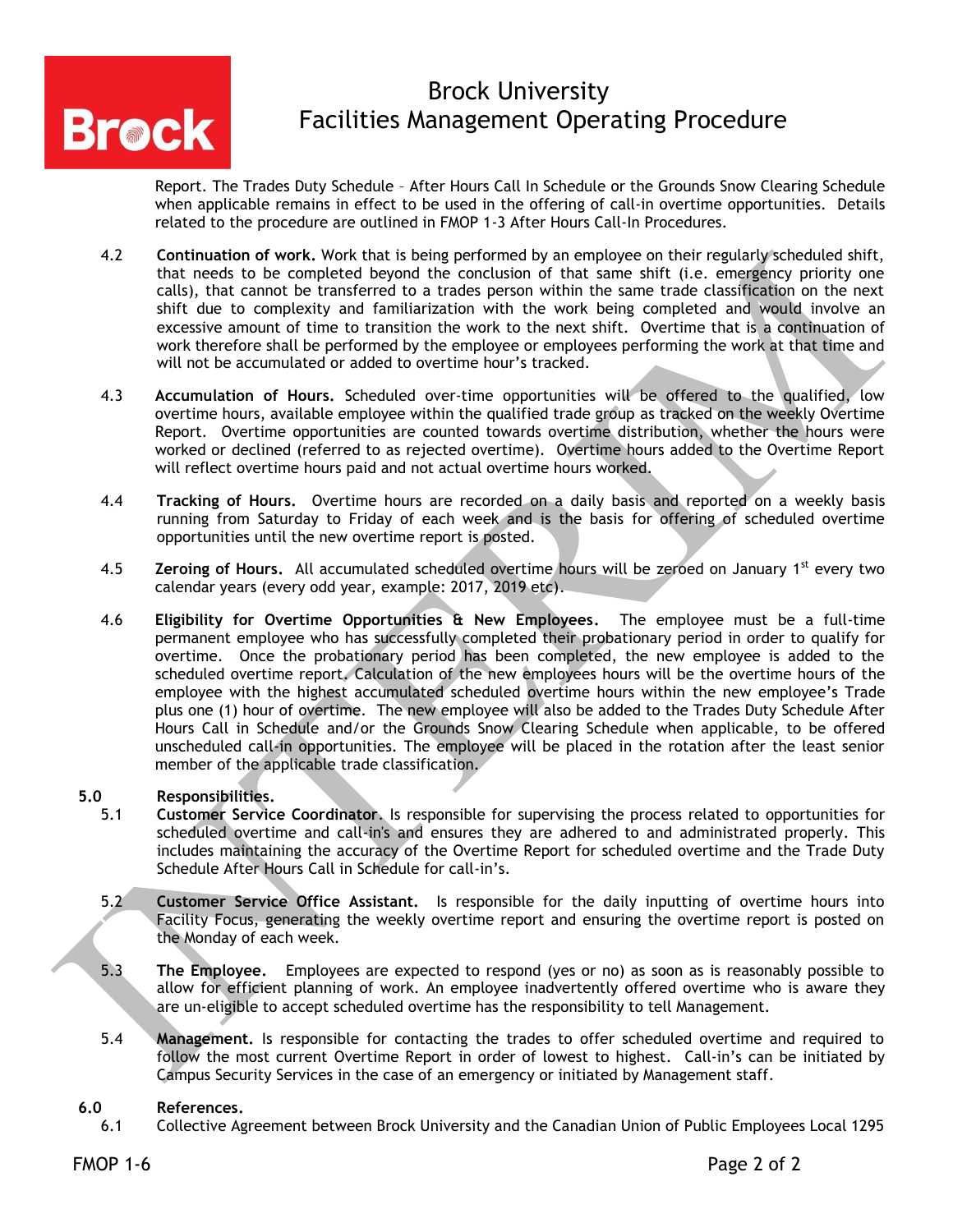Report. The Trades Duty Schedule – After Hours Call In Schedule or the Grounds Snow Clearing Schedule when applicable remains in effect to be used in the offering of call-in overtime opportunities. Details related to the procedure are outlined in FMOP 1-3 After Hours Call-In Procedures.

4.2 **Continuation of work.** Work that is being performed by an employee on their regularly scheduled shift, that needs to be completed beyond the conclusion of that same shift (i.e. emergency priority one calls), that cannot be transferred to a trades person within the same trade classification on the next shift due to complexity and familiarization with the work being completed and would involve an excessive amount of time to transition the work to the next shift. Overtime that is a continuation of work therefore shall be performed by the employee or employees performing the work at that time and will not be accumulated or added to overtime hour's tracked.

4.3 **Accumulation of Hours.** Scheduled over-time opportunities will be offered to the qualified, low overtime hours, available employee within the qualified trade group as tracked on the weekly Overtime Report. Overtime opportunities are counted towards overtime distribution, whether the hours were worked or declined (referred to as rejected overtime). Overtime hours added to the Overtime Report will reflect overtime hours paid and not actual overtime hours worked.

4.4 **Tracking of Hours.** Overtime hours are recorded on a daily basis and reported on a weekly basis running from Saturday to Friday of each week and is the basis for offering of scheduled overtime opportunities until the new overtime report is posted.

4.5 **Zeroing of Hours.** All accumulated scheduled overtime hours will be zeroed on January 1st every two calendar years (every odd year, example: 2017, 2019 etc).

4.6 **Eligibility for Overtime Opportunities & New Employees.** The employee must be a full-time permanent employee who has successfully completed their probationary period in order to qualify for overtime. Once the probationary period has been completed, the new employee is added to the scheduled overtime report. Calculation of the new employees hours will be the overtime hours of the employee with the highest accumulated scheduled overtime hours within the new employee's Trade plus one (1) hour of overtime. The new employee will also be added to the Trades Duty Schedule After Hours Call in Schedule and/or the Grounds Snow Clearing Schedule when applicable, to be offered unscheduled call-in opportunities. The employee will be placed in the rotation after the least senior member of the applicable trade classification.

## 5.0 Responsibilities.

5.1 **Customer Service Coordinator.** Is responsible for supervising the process related to opportunities for scheduled overtime and call-in's and ensures they are adhered to and administrated properly. This includes maintaining the accuracy of the Overtime Report for scheduled overtime and the Trade Duty Schedule After Hours Call in Schedule for call-in's.

5.2 **Customer Service Office Assistant.** Is responsible for the daily inputting of overtime hours into Facility Focus, generating the weekly overtime report and ensuring the overtime report is posted on the Monday of each week.

5.3 **The Employee.** Employees are expected to respond (yes or no) as soon as is reasonably possible to allow for efficient planning of work. An employee inadvertently offered overtime who is aware they are un-eligible to accept scheduled overtime has the responsibility to tell Management.

5.4 **Management.** Is responsible for contacting the trades to offer scheduled overtime and required to follow the most current Overtime Report in order of lowest to highest. Call-in's can be initiated by Campus Security Services in the case of an emergency or initiated by Management staff.

## 6.0 References.

6.1 Collective Agreement between Brock University and the Canadian Union of Public Employees Local 1295